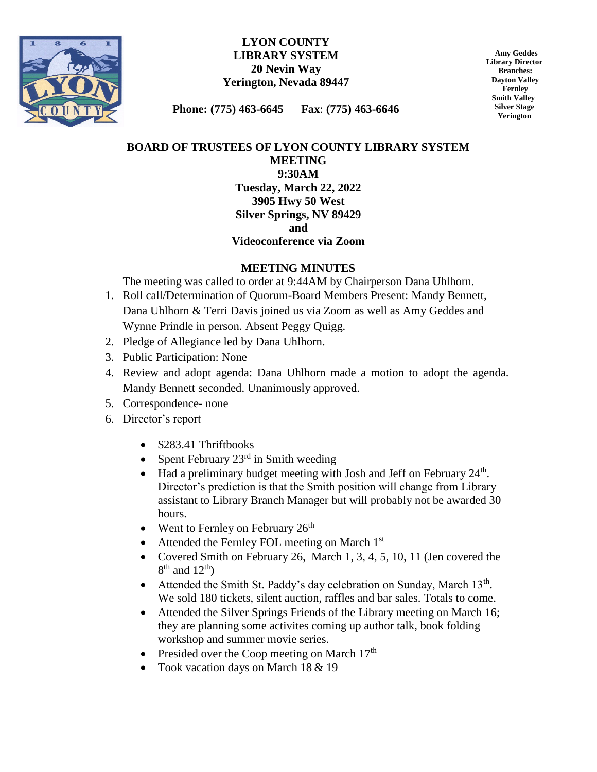**LYON COUNTY**
**LIBRARY SYSTEM**
**20 Nevin Way**
**Yerington, Nevada 89447**

**Phone: (775) 463-6645 Fax: (775) 463-6646**

**Amy Geddes**
**Library Director**
**Branches:**
**Dayton Valley**
**Fernley**
**Smith Valley**
**Silver Stage**
**Yerington**

# BOARD OF TRUSTEES OF LYON COUNTY LIBRARY SYSTEM MEETING

**9:30AM**
**Tuesday, March 22, 2022**
**3905 Hwy 50 West**
**Silver Springs, NV 89429**
**and**
**Videoconference via Zoom**

## MEETING MINUTES

The meeting was called to order at 9:44AM by Chairperson Dana Uhlhorn.

1. Roll call/Determination of Quorum-Board Members Present: Mandy Bennett, Dana Uhlhorn & Terri Davis joined us via Zoom as well as Amy Geddes and Wynne Prindle in person. Absent Peggy Quigg.
2. Pledge of Allegiance led by Dana Uhlhorn.
3. Public Participation: None
4. Review and adopt agenda: Dana Uhlhorn made a motion to adopt the agenda. Mandy Bennett seconded. Unanimously approved.
5. Correspondence- none
6. Director's report
   - $283.41 Thriftbooks
   - Spent February 23rd in Smith weeding
   - Had a preliminary budget meeting with Josh and Jeff on February 24th. Director's prediction is that the Smith position will change from Library assistant to Library Branch Manager but will probably not be awarded 30 hours.
   - Went to Fernley on February 26th
   - Attended the Fernley FOL meeting on March 1st
   - Covered Smith on February 26, March 1, 3, 4, 5, 10, 11 (Jen covered the 8th and 12th)
   - Attended the Smith St. Paddy's day celebration on Sunday, March 13th. We sold 180 tickets, silent auction, raffles and bar sales. Totals to come.
   - Attended the Silver Springs Friends of the Library meeting on March 16; they are planning some activites coming up author talk, book folding workshop and summer movie series.
   - Presided over the Coop meeting on March 17th
   - Took vacation days on March 18 & 19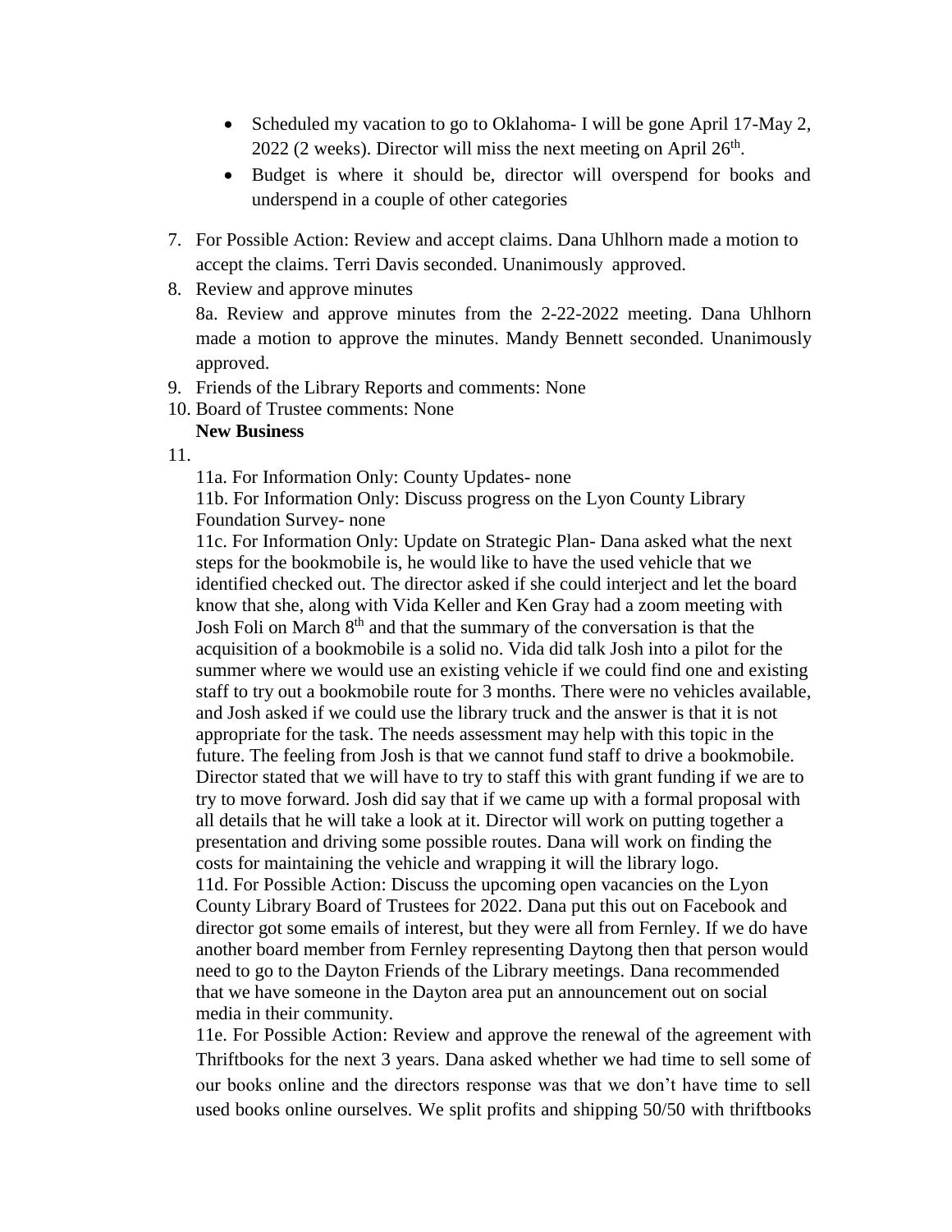- Scheduled my vacation to go to Oklahoma- I will be gone April 17-May 2, 2022 (2 weeks). Director will miss the next meeting on April 26th.
- Budget is where it should be, director will overspend for books and underspend in a couple of other categories

7. For Possible Action: Review and accept claims. Dana Uhlhorn made a motion to accept the claims. Terri Davis seconded. Unanimously approved.
8. Review and approve minutes

   8a. Review and approve minutes from the 2-22-2022 meeting. Dana Uhlhorn made a motion to approve the minutes. Mandy Bennett seconded. Unanimously approved.
9. Friends of the Library Reports and comments: None
10. Board of Trustee comments: None

**New Business**

11.

   11a. For Information Only: County Updates- none

   11b. For Information Only: Discuss progress on the Lyon County Library Foundation Survey- none

   11c. For Information Only: Update on Strategic Plan- Dana asked what the next steps for the bookmobile is, he would like to have the used vehicle that we identified checked out. The director asked if she could interject and let the board know that she, along with Vida Keller and Ken Gray had a zoom meeting with Josh Foli on March 8th and that the summary of the conversation is that the acquisition of a bookmobile is a solid no. Vida did talk Josh into a pilot for the summer where we would use an existing vehicle if we could find one and existing staff to try out a bookmobile route for 3 months. There were no vehicles available, and Josh asked if we could use the library truck and the answer is that it is not appropriate for the task. The needs assessment may help with this topic in the future. The feeling from Josh is that we cannot fund staff to drive a bookmobile. Director stated that we will have to try to staff this with grant funding if we are to try to move forward. Josh did say that if we came up with a formal proposal with all details that he will take a look at it. Director will work on putting together a presentation and driving some possible routes. Dana will work on finding the costs for maintaining the vehicle and wrapping it will the library logo.

   11d. For Possible Action: Discuss the upcoming open vacancies on the Lyon County Library Board of Trustees for 2022. Dana put this out on Facebook and director got some emails of interest, but they were all from Fernley. If we do have another board member from Fernley representing Daytong then that person would need to go to the Dayton Friends of the Library meetings. Dana recommended that we have someone in the Dayton area put an announcement out on social media in their community.

   11e. For Possible Action: Review and approve the renewal of the agreement with Thriftbooks for the next 3 years. Dana asked whether we had time to sell some of our books online and the directors response was that we don't have time to sell used books online ourselves. We split profits and shipping 50/50 with thriftbooks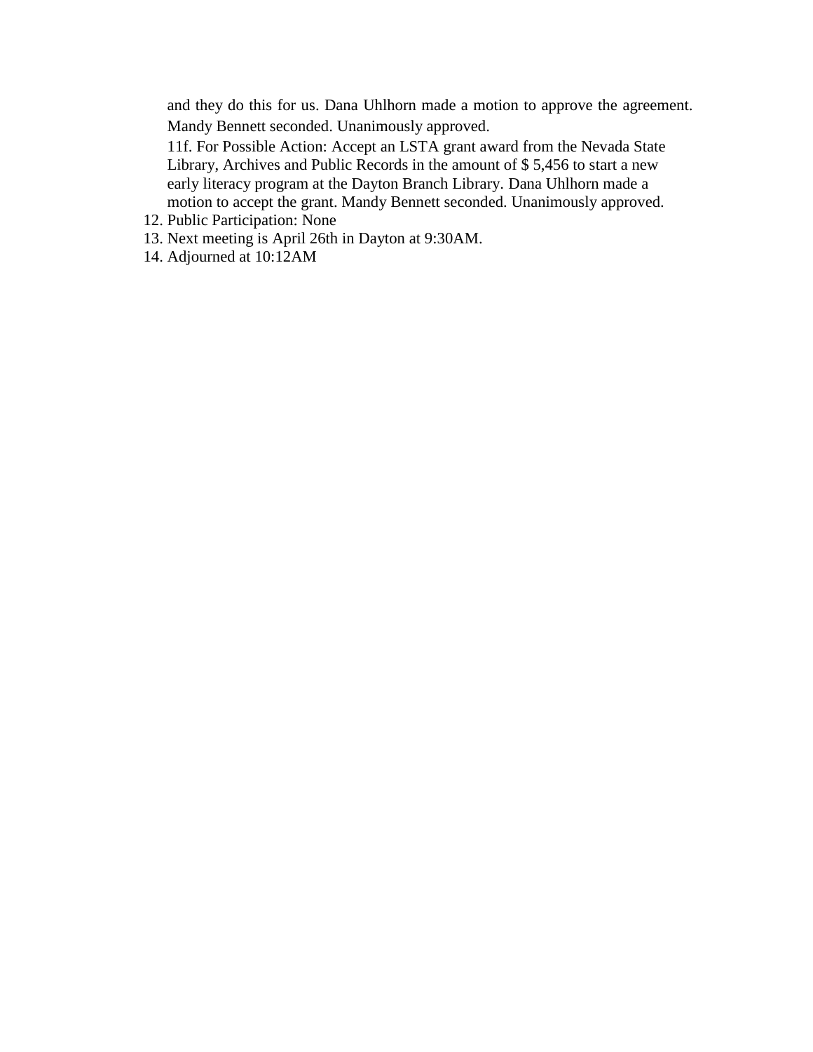and they do this for us. Dana Uhlhorn made a motion to approve the agreement. Mandy Bennett seconded. Unanimously approved.

11f. For Possible Action: Accept an LSTA grant award from the Nevada State Library, Archives and Public Records in the amount of $ 5,456 to start a new early literacy program at the Dayton Branch Library. Dana Uhlhorn made a motion to accept the grant. Mandy Bennett seconded. Unanimously approved.

12. Public Participation: None
13. Next meeting is April 26th in Dayton at 9:30AM.
14. Adjourned at 10:12AM